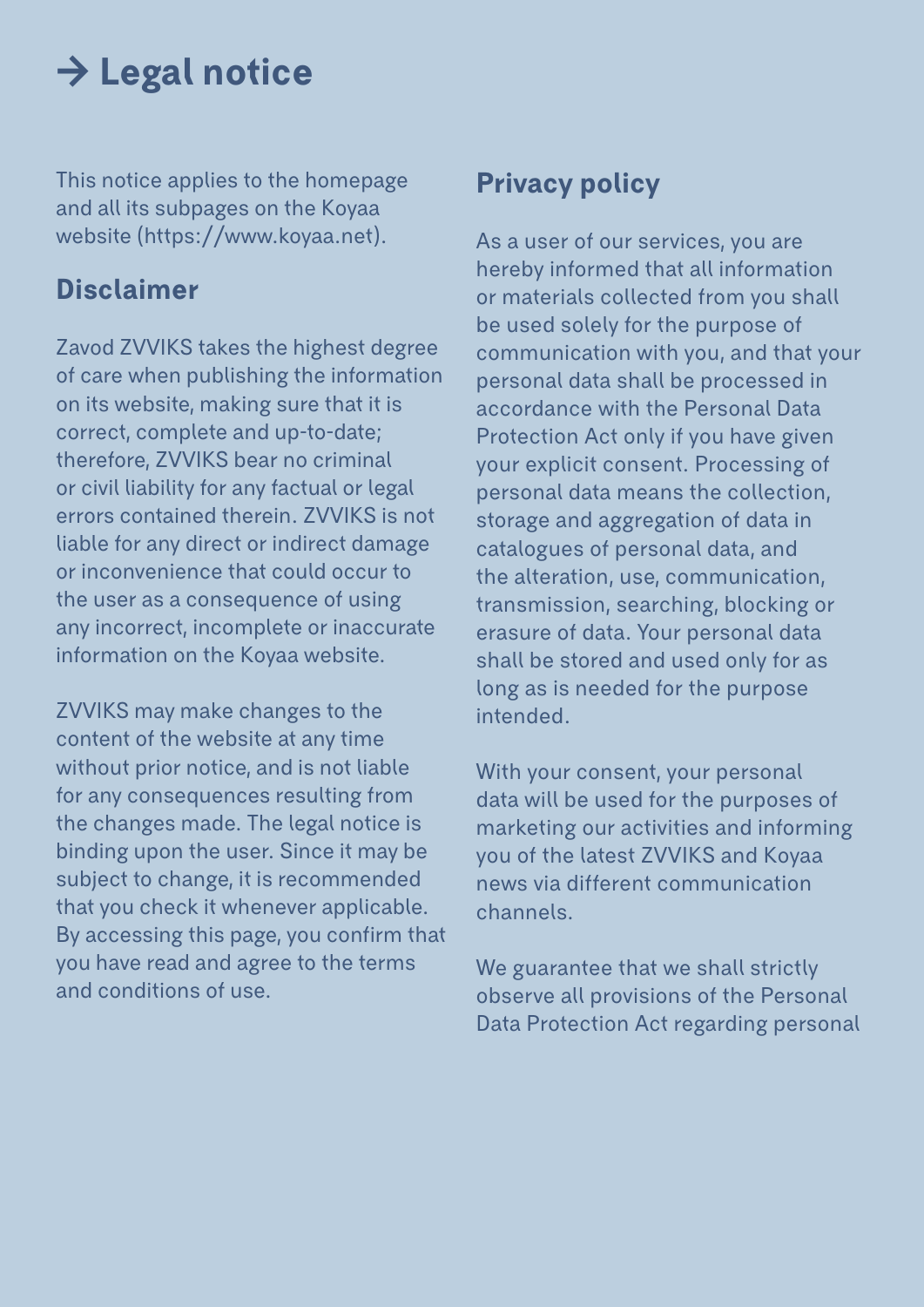# → Legal notice

This notice applies to the homepage and all its subpages on the Koyaa website (https://www.koyaa.net).

## Disclaimer

Zavod ZVVIKS takes the highest degree of care when publishing the information on its website, making sure that it is correct, complete and up-to-date; therefore, ZVVIKS bear no criminal or civil liability for any factual or legal errors contained therein. ZVVIKS is not liable for any direct or indirect damage or inconvenience that could occur to the user as a consequence of using any incorrect, incomplete or inaccurate information on the Koyaa website.

ZVVIKS may make changes to the content of the website at any time without prior notice, and is not liable for any consequences resulting from the changes made. The legal notice is binding upon the user. Since it may be subject to change, it is recommended that you check it whenever applicable. By accessing this page, you confirm that you have read and agree to the terms and conditions of use.

## Privacy policy

As a user of our services, you are hereby informed that all information or materials collected from you shall be used solely for the purpose of communication with you, and that your personal data shall be processed in accordance with the Personal Data Protection Act only if you have given your explicit consent. Processing of personal data means the collection, storage and aggregation of data in catalogues of personal data, and the alteration, use, communication, transmission, searching, blocking or erasure of data. Your personal data shall be stored and used only for as long as is needed for the purpose intended.

With your consent, your personal data will be used for the purposes of marketing our activities and informing you of the latest ZVVIKS and Koyaa news via different communication channels.

We guarantee that we shall strictly observe all provisions of the Personal Data Protection Act regarding personal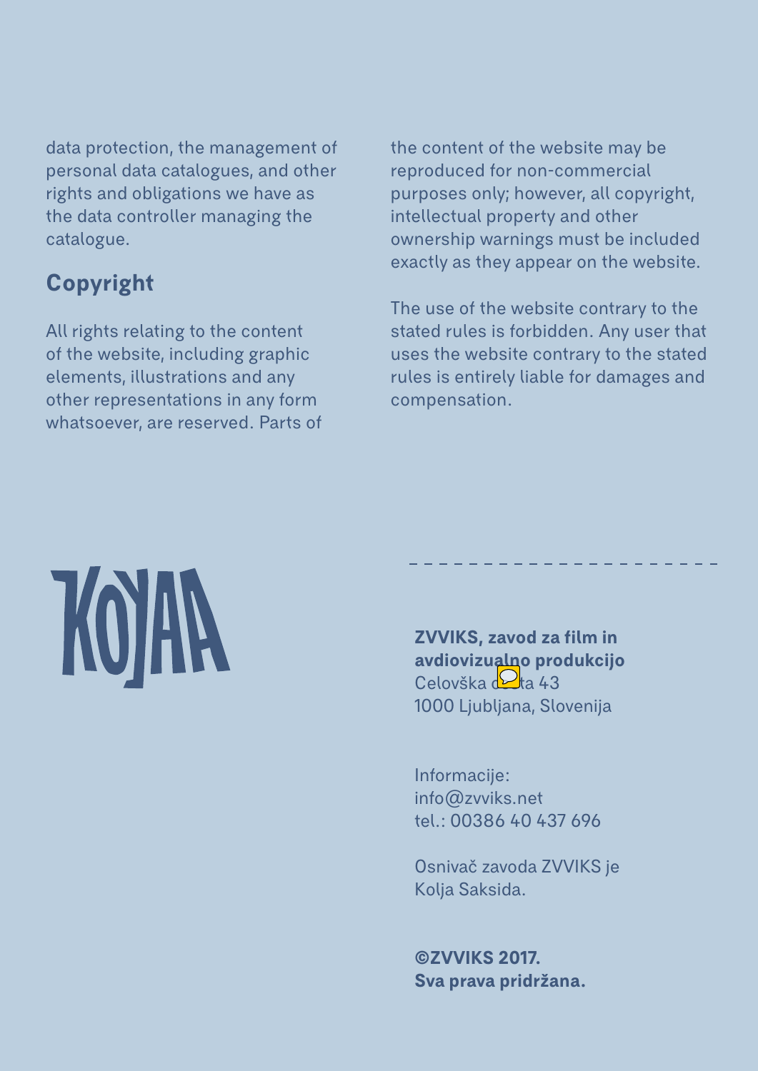data protection, the management of personal data catalogues, and other rights and obligations we have as the data controller managing the catalogue.

## Copyright

All rights relating to the content of the website, including graphic elements, illustrations and any other representations in any form whatsoever, are reserved. Parts of the content of the website may be reproduced for non-commercial purposes only; however, all copyright, intellectual property and other ownership warnings must be included exactly as they appear on the website.

The use of the website contrary to the stated rules is forbidden. Any user that uses the website contrary to the stated rules is entirely liable for damages and compensation.

KOJAA

**ZVVIKS, zavod za film in avdiovizualno produkcijo**
Celovška cesta 43
1000 Ljubljana, Slovenija

Informacije:
info@zvviks.net
tel.: 00386 40 437 696

Osnivač zavoda ZVVIKS je Kolja Saksida.

**©ZVVIKS 2017.**
**Sva prava pridržana.**